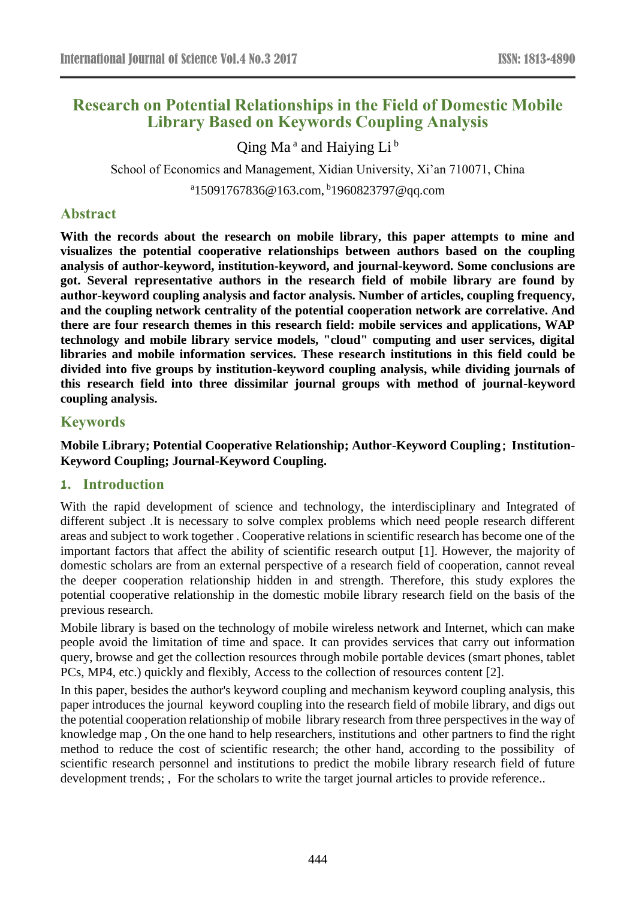# Research on Potential Relationships in the Field of Domestic Mobile Library Based on Keywords Coupling Analysis

Qing Ma [a] and Haiying Li [b]

School of Economics and Management, Xidian University, Xi'an 710071, China

[a]15091767836@163.com, [b]1960823797@qq.com

## Abstract

**With the records about the research on mobile library, this paper attempts to mine and visualizes the potential cooperative relationships between authors based on the coupling analysis of author-keyword, institution-keyword, and journal-keyword. Some conclusions are got. Several representative authors in the research field of mobile library are found by author-keyword coupling analysis and factor analysis. Number of articles, coupling frequency, and the coupling network centrality of the potential cooperation network are correlative. And there are four research themes in this research field: mobile services and applications, WAP technology and mobile library service models, "cloud" computing and user services, digital libraries and mobile information services. These research institutions in this field could be divided into five groups by institution-keyword coupling analysis, while dividing journals of this research field into three dissimilar journal groups with method of journal-keyword coupling analysis.**

## Keywords

**Mobile Library; Potential Cooperative Relationship; Author-Keyword Coupling; Institution-Keyword Coupling; Journal-Keyword Coupling.**

## 1. Introduction

With the rapid development of science and technology, the interdisciplinary and Integrated of different subject .It is necessary to solve complex problems which need people research different areas and subject to work together . Cooperative relations in scientific research has become one of the important factors that affect the ability of scientific research output [1]. However, the majority of domestic scholars are from an external perspective of a research field of cooperation, cannot reveal the deeper cooperation relationship hidden in and strength. Therefore, this study explores the potential cooperative relationship in the domestic mobile library research field on the basis of the previous research.

Mobile library is based on the technology of mobile wireless network and Internet, which can make people avoid the limitation of time and space. It can provides services that carry out information query, browse and get the collection resources through mobile portable devices (smart phones, tablet PCs, MP4, etc.) quickly and flexibly, Access to the collection of resources content [2].

In this paper, besides the author's keyword coupling and mechanism keyword coupling analysis, this paper introduces the journal keyword coupling into the research field of mobile library, and digs out the potential cooperation relationship of mobile library research from three perspectives in the way of knowledge map , On the one hand to help researchers, institutions and other partners to find the right method to reduce the cost of scientific research; the other hand, according to the possibility of scientific research personnel and institutions to predict the mobile library research field of future development trends; , For the scholars to write the target journal articles to provide reference..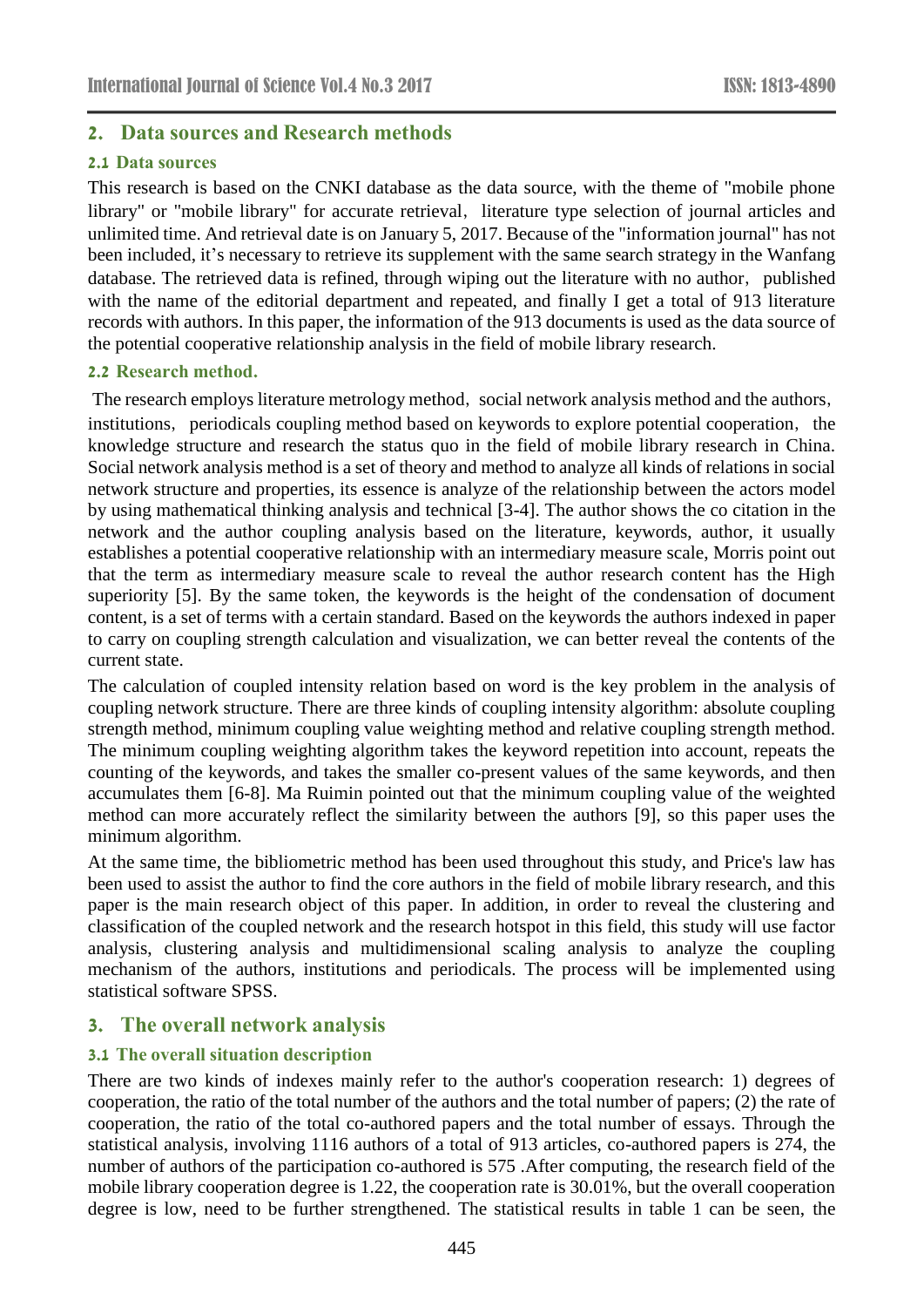## 2. Data sources and Research methods

### 2.1 Data sources

This research is based on the CNKI database as the data source, with the theme of "mobile phone library" or "mobile library" for accurate retrieval, literature type selection of journal articles and unlimited time. And retrieval date is on January 5, 2017. Because of the "information journal" has not been included, it's necessary to retrieve its supplement with the same search strategy in the Wanfang database. The retrieved data is refined, through wiping out the literature with no author, published with the name of the editorial department and repeated, and finally I get a total of 913 literature records with authors. In this paper, the information of the 913 documents is used as the data source of the potential cooperative relationship analysis in the field of mobile library research.

### 2.2 Research method.

The research employs literature metrology method, social network analysis method and the authors, institutions, periodicals coupling method based on keywords to explore potential cooperation, the knowledge structure and research the status quo in the field of mobile library research in China. Social network analysis method is a set of theory and method to analyze all kinds of relations in social network structure and properties, its essence is analyze of the relationship between the actors model by using mathematical thinking analysis and technical [3-4]. The author shows the co citation in the network and the author coupling analysis based on the literature, keywords, author, it usually establishes a potential cooperative relationship with an intermediary measure scale, Morris point out that the term as intermediary measure scale to reveal the author research content has the High superiority [5]. By the same token, the keywords is the height of the condensation of document content, is a set of terms with a certain standard. Based on the keywords the authors indexed in paper to carry on coupling strength calculation and visualization, we can better reveal the contents of the current state.

The calculation of coupled intensity relation based on word is the key problem in the analysis of coupling network structure. There are three kinds of coupling intensity algorithm: absolute coupling strength method, minimum coupling value weighting method and relative coupling strength method. The minimum coupling weighting algorithm takes the keyword repetition into account, repeats the counting of the keywords, and takes the smaller co-present values of the same keywords, and then accumulates them [6-8]. Ma Ruimin pointed out that the minimum coupling value of the weighted method can more accurately reflect the similarity between the authors [9], so this paper uses the minimum algorithm.

At the same time, the bibliometric method has been used throughout this study, and Price's law has been used to assist the author to find the core authors in the field of mobile library research, and this paper is the main research object of this paper. In addition, in order to reveal the clustering and classification of the coupled network and the research hotspot in this field, this study will use factor analysis, clustering analysis and multidimensional scaling analysis to analyze the coupling mechanism of the authors, institutions and periodicals. The process will be implemented using statistical software SPSS.

## 3. The overall network analysis

### 3.1 The overall situation description

There are two kinds of indexes mainly refer to the author's cooperation research: 1) degrees of cooperation, the ratio of the total number of the authors and the total number of papers; (2) the rate of cooperation, the ratio of the total co-authored papers and the total number of essays. Through the statistical analysis, involving 1116 authors of a total of 913 articles, co-authored papers is 274, the number of authors of the participation co-authored is 575 .After computing, the research field of the mobile library cooperation degree is 1.22, the cooperation rate is 30.01%, but the overall cooperation degree is low, need to be further strengthened. The statistical results in table 1 can be seen, the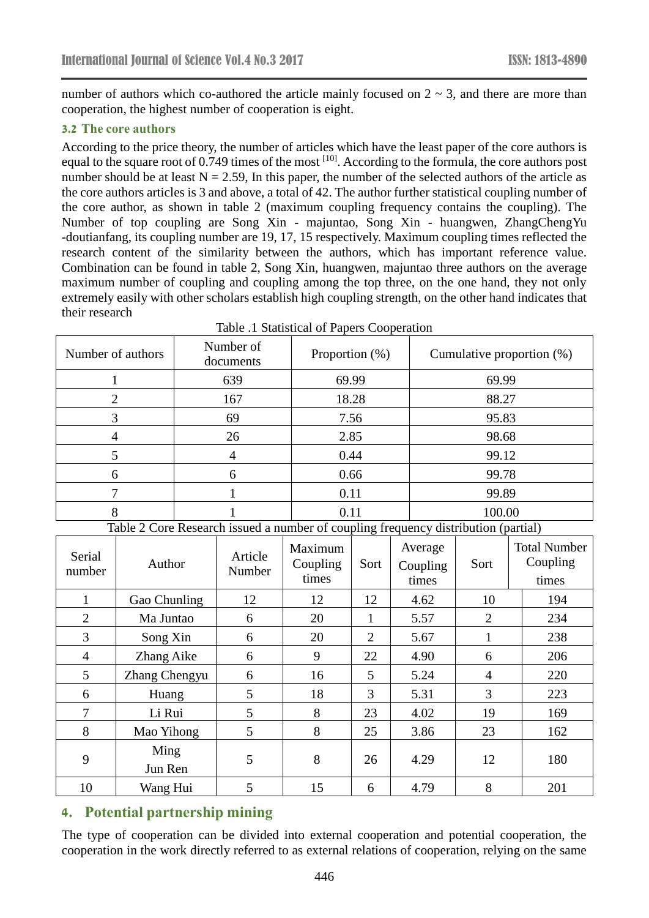number of authors which co-authored the article mainly focused on 2 ~ 3, and there are more than cooperation, the highest number of cooperation is eight.

### 3.2 The core authors

According to the price theory, the number of articles which have the least paper of the core authors is equal to the square root of 0.749 times of the most [10]. According to the formula, the core authors post number should be at least N = 2.59, In this paper, the number of the selected authors of the article as the core authors articles is 3 and above, a total of 42. The author further statistical coupling number of the core author, as shown in table 2 (maximum coupling frequency contains the coupling). The Number of top coupling are Song Xin - majuntao, Song Xin - huangwen, ZhangChengYu -doutianfang, its coupling number are 19, 17, 15 respectively. Maximum coupling times reflected the research content of the similarity between the authors, which has important reference value. Combination can be found in table 2, Song Xin, huangwen, majuntao three authors on the average maximum number of coupling and coupling among the top three, on the one hand, they not only extremely easily with other scholars establish high coupling strength, on the other hand indicates that their research

Table .1 Statistical of Papers Cooperation

| Number of authors | Number of documents | Proportion (%) | Cumulative proportion (%) |
|---|---|---|---|
| 1 | 639 | 69.99 | 69.99 |
| 2 | 167 | 18.28 | 88.27 |
| 3 | 69 | 7.56 | 95.83 |
| 4 | 26 | 2.85 | 98.68 |
| 5 | 4 | 0.44 | 99.12 |
| 6 | 6 | 0.66 | 99.78 |
| 7 | 1 | 0.11 | 99.89 |
| 8 | 1 | 0.11 | 100.00 |

Table 2 Core Research issued a number of coupling frequency distribution (partial)

| Serial number | Author | Article Number | Maximum Coupling times | Sort | Average Coupling times | Sort | Total Number Coupling times |
|---|---|---|---|---|---|---|---|
| 1 | Gao Chunling | 12 | 12 | 12 | 4.62 | 10 | 194 |
| 2 | Ma Juntao | 6 | 20 | 1 | 5.57 | 2 | 234 |
| 3 | Song Xin | 6 | 20 | 2 | 5.67 | 1 | 238 |
| 4 | Zhang Aike | 6 | 9 | 22 | 4.90 | 6 | 206 |
| 5 | Zhang Chengyu | 6 | 16 | 5 | 5.24 | 4 | 220 |
| 6 | Huang | 5 | 18 | 3 | 5.31 | 3 | 223 |
| 7 | Li Rui | 5 | 8 | 23 | 4.02 | 19 | 169 |
| 8 | Mao Yihong | 5 | 8 | 25 | 3.86 | 23 | 162 |
| 9 | Ming Jun Ren | 5 | 8 | 26 | 4.29 | 12 | 180 |
| 10 | Wang Hui | 5 | 15 | 6 | 4.79 | 8 | 201 |

## 4. Potential partnership mining

The type of cooperation can be divided into external cooperation and potential cooperation, the cooperation in the work directly referred to as external relations of cooperation, relying on the same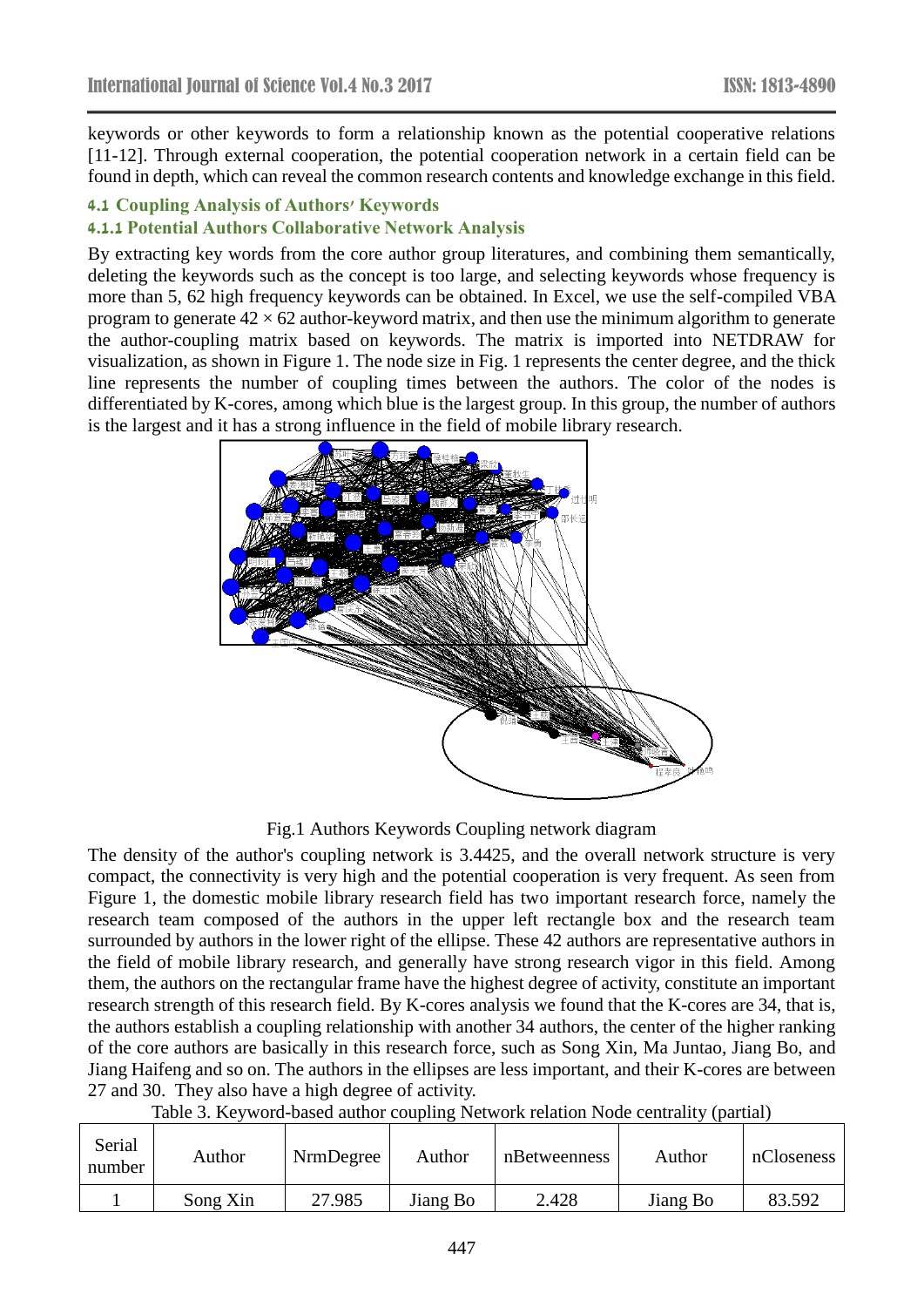keywords or other keywords to form a relationship known as the potential cooperative relations [11-12]. Through external cooperation, the potential cooperation network in a certain field can be found in depth, which can reveal the common research contents and knowledge exchange in this field.

### 4.1 Coupling Analysis of Authors' Keywords

#### 4.1.1 Potential Authors Collaborative Network Analysis

By extracting key words from the core author group literatures, and combining them semantically, deleting the keywords such as the concept is too large, and selecting keywords whose frequency is more than 5, 62 high frequency keywords can be obtained. In Excel, we use the self-compiled VBA program to generate $42 \times 62$ author-keyword matrix, and then use the minimum algorithm to generate the author-coupling matrix based on keywords. The matrix is imported into NETDRAW for visualization, as shown in Figure 1. The node size in Fig. 1 represents the center degree, and the thick line represents the number of coupling times between the authors. The color of the nodes is differentiated by K-cores, among which blue is the largest group. In this group, the number of authors is the largest and it has a strong influence in the field of mobile library research.

Fig.1 Authors Keywords Coupling network diagram

The density of the author's coupling network is 3.4425, and the overall network structure is very compact, the connectivity is very high and the potential cooperation is very frequent. As seen from Figure 1, the domestic mobile library research field has two important research force, namely the research team composed of the authors in the upper left rectangle box and the research team surrounded by authors in the lower right of the ellipse. These 42 authors are representative authors in the field of mobile library research, and generally have strong research vigor in this field. Among them, the authors on the rectangular frame have the highest degree of activity, constitute an important research strength of this research field. By K-cores analysis we found that the K-cores are 34, that is, the authors establish a coupling relationship with another 34 authors, the center of the higher ranking of the core authors are basically in this research force, such as Song Xin, Ma Juntao, Jiang Bo, and Jiang Haifeng and so on. The authors in the ellipses are less important, and their K-cores are between 27 and 30. They also have a high degree of activity.

Table 3. Keyword-based author coupling Network relation Node centrality (partial)

| Serial number | Author | NrmDegree | Author | nBetweenness | Author | nCloseness |
|---|---|---|---|---|---|---|
| 1 | Song Xin | 27.985 | Jiang Bo | 2.428 | Jiang Bo | 83.592 |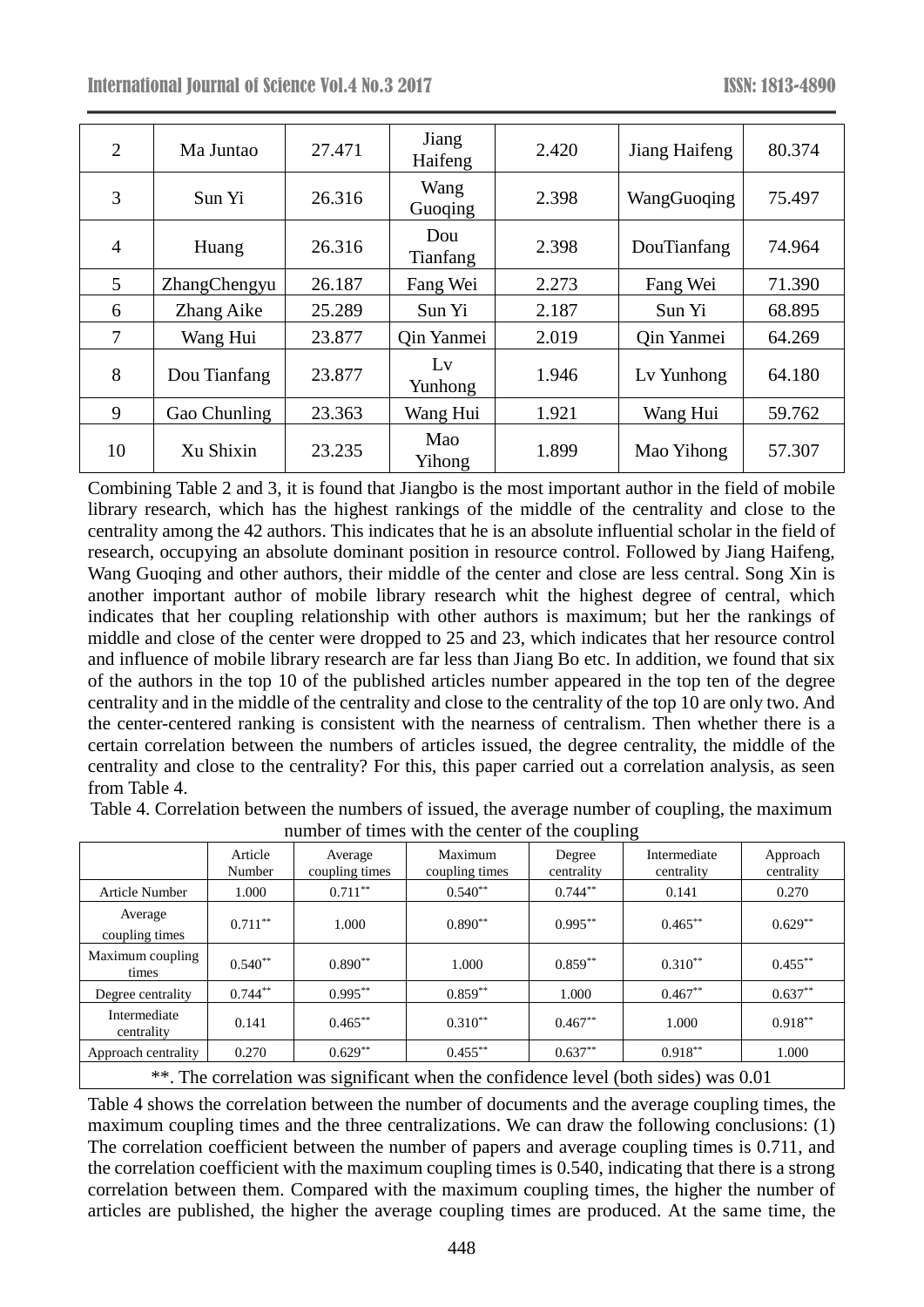| 2 | Ma Juntao | 27.471 | Jiang Haifeng | 2.420 | Jiang Haifeng | 80.374 |
|---|---|---|---|---|---|---|
| 3 | Sun Yi | 26.316 | Wang Guoqing | 2.398 | WangGuoqing | 75.497 |
| 4 | Huang | 26.316 | Dou Tianfang | 2.398 | DouTianfang | 74.964 |
| 5 | ZhangChengyu | 26.187 | Fang Wei | 2.273 | Fang Wei | 71.390 |
| 6 | Zhang Aike | 25.289 | Sun Yi | 2.187 | Sun Yi | 68.895 |
| 7 | Wang Hui | 23.877 | Qin Yanmei | 2.019 | Qin Yanmei | 64.269 |
| 8 | Dou Tianfang | 23.877 | Lv Yunhong | 1.946 | Lv Yunhong | 64.180 |
| 9 | Gao Chunling | 23.363 | Wang Hui | 1.921 | Wang Hui | 59.762 |
| 10 | Xu Shixin | 23.235 | Mao Yihong | 1.899 | Mao Yihong | 57.307 |

Combining Table 2 and 3, it is found that Jiangbo is the most important author in the field of mobile library research, which has the highest rankings of the middle of the centrality and close to the centrality among the 42 authors. This indicates that he is an absolute influential scholar in the field of research, occupying an absolute dominant position in resource control. Followed by Jiang Haifeng, Wang Guoqing and other authors, their middle of the center and close are less central. Song Xin is another important author of mobile library research whit the highest degree of central, which indicates that her coupling relationship with other authors is maximum; but her the rankings of middle and close of the center were dropped to 25 and 23, which indicates that her resource control and influence of mobile library research are far less than Jiang Bo etc. In addition, we found that six of the authors in the top 10 of the published articles number appeared in the top ten of the degree centrality and in the middle of the centrality and close to the centrality of the top 10 are only two. And the center-centered ranking is consistent with the nearness of centralism. Then whether there is a certain correlation between the numbers of articles issued, the degree centrality, the middle of the centrality and close to the centrality? For this, this paper carried out a correlation analysis, as seen from Table 4.

Table 4. Correlation between the numbers of issued, the average number of coupling, the maximum number of times with the center of the coupling

| | Article Number | Average coupling times | Maximum coupling times | Degree centrality | Intermediate centrality | Approach centrality |
|---|---|---|---|---|---|---|
| Article Number | 1.000 | 0.711** | 0.540** | 0.744** | 0.141 | 0.270 |
| Average coupling times | 0.711** | 1.000 | 0.890** | 0.995** | 0.465** | 0.629** |
| Maximum coupling times | 0.540** | 0.890** | 1.000 | 0.859** | 0.310** | 0.455** |
| Degree centrality | 0.744** | 0.995** | 0.859** | 1.000 | 0.467** | 0.637** |
| Intermediate centrality | 0.141 | 0.465** | 0.310** | 0.467** | 1.000 | 0.918** |
| Approach centrality | 0.270 | 0.629** | 0.455** | 0.637** | 0.918** | 1.000 |

**. The correlation was significant when the confidence level (both sides) was 0.01

Table 4 shows the correlation between the number of documents and the average coupling times, the maximum coupling times and the three centralizations. We can draw the following conclusions: (1) The correlation coefficient between the number of papers and average coupling times is 0.711, and the correlation coefficient with the maximum coupling times is 0.540, indicating that there is a strong correlation between them. Compared with the maximum coupling times, the higher the number of articles are published, the higher the average coupling times are produced. At the same time, the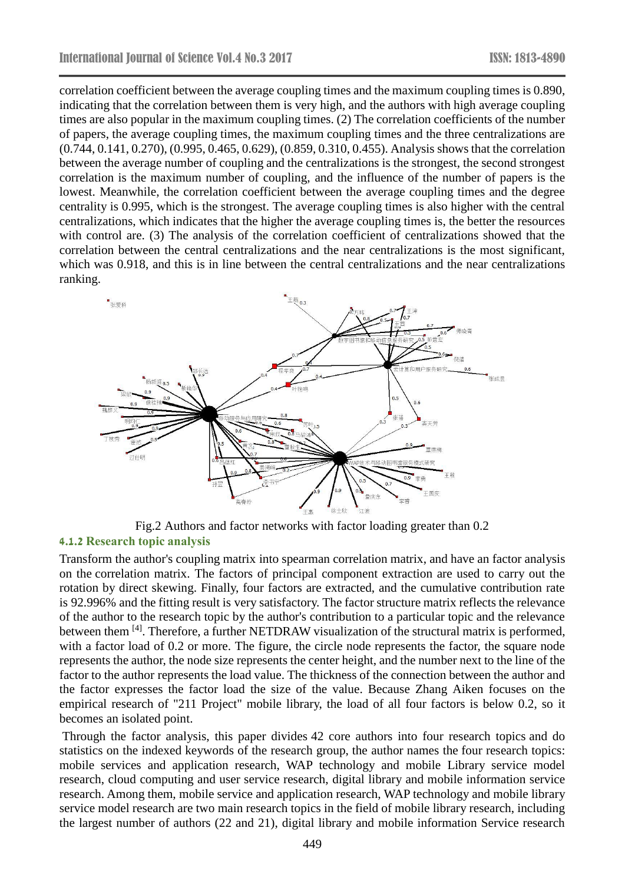correlation coefficient between the average coupling times and the maximum coupling times is 0.890, indicating that the correlation between them is very high, and the authors with high average coupling times are also popular in the maximum coupling times. (2) The correlation coefficients of the number of papers, the average coupling times, the maximum coupling times and the three centralizations are (0.744, 0.141, 0.270), (0.995, 0.465, 0.629), (0.859, 0.310, 0.455). Analysis shows that the correlation between the average number of coupling and the centralizations is the strongest, the second strongest correlation is the maximum number of coupling, and the influence of the number of papers is the lowest. Meanwhile, the correlation coefficient between the average coupling times and the degree centrality is 0.995, which is the strongest. The average coupling times is also higher with the central centralizations, which indicates that the higher the average coupling times is, the better the resources with control are. (3) The analysis of the correlation coefficient of centralizations showed that the correlation between the central centralizations and the near centralizations is the most significant, which was 0.918, and this is in line between the central centralizations and the near centralizations ranking.

Fig.2 Authors and factor networks with factor loading greater than 0.2

### 4.1.2 Research topic analysis

Transform the author's coupling matrix into spearman correlation matrix, and have an factor analysis on the correlation matrix. The factors of principal component extraction are used to carry out the rotation by direct skewing. Finally, four factors are extracted, and the cumulative contribution rate is 92.996% and the fitting result is very satisfactory. The factor structure matrix reflects the relevance of the author to the research topic by the author's contribution to a particular topic and the relevance between them [4]. Therefore, a further NETDRAW visualization of the structural matrix is performed, with a factor load of 0.2 or more. The figure, the circle node represents the factor, the square node represents the author, the node size represents the center height, and the number next to the line of the factor to the author represents the load value. The thickness of the connection between the author and the factor expresses the factor load the size of the value. Because Zhang Aiken focuses on the empirical research of "211 Project" mobile library, the load of all four factors is below 0.2, so it becomes an isolated point.

Through the factor analysis, this paper divides 42 core authors into four research topics and do statistics on the indexed keywords of the research group, the author names the four research topics: mobile services and application research, WAP technology and mobile Library service model research, cloud computing and user service research, digital library and mobile information service research. Among them, mobile service and application research, WAP technology and mobile library service model research are two main research topics in the field of mobile library research, including the largest number of authors (22 and 21), digital library and mobile information Service research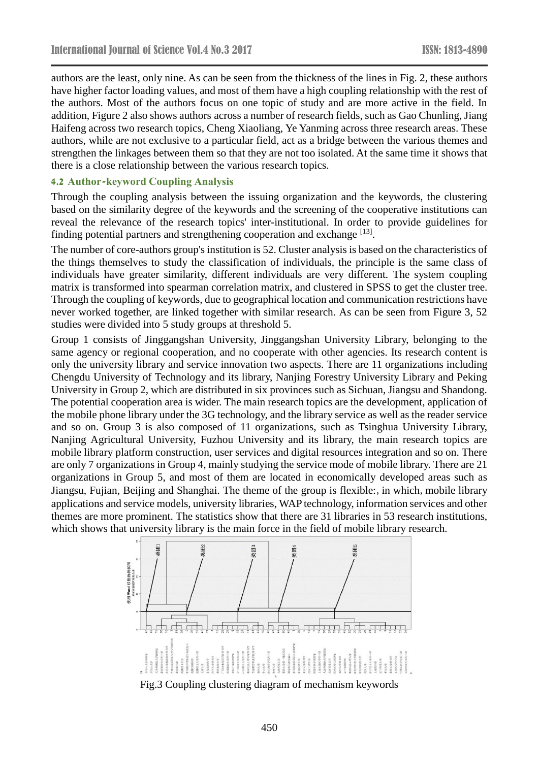authors are the least, only nine. As can be seen from the thickness of the lines in Fig. 2, these authors have higher factor loading values, and most of them have a high coupling relationship with the rest of the authors. Most of the authors focus on one topic of study and are more active in the field. In addition, Figure 2 also shows authors across a number of research fields, such as Gao Chunling, Jiang Haifeng across two research topics, Cheng Xiaoliang, Ye Yanming across three research areas. These authors, while are not exclusive to a particular field, act as a bridge between the various themes and strengthen the linkages between them so that they are not too isolated. At the same time it shows that there is a close relationship between the various research topics.

### 4.2 Author-keyword Coupling Analysis

Through the coupling analysis between the issuing organization and the keywords, the clustering based on the similarity degree of the keywords and the screening of the cooperative institutions can reveal the relevance of the research topics' inter-institutional. In order to provide guidelines for finding potential partners and strengthening cooperation and exchange [13].

The number of core-authors group's institution is 52. Cluster analysis is based on the characteristics of the things themselves to study the classification of individuals, the principle is the same class of individuals have greater similarity, different individuals are very different. The system coupling matrix is transformed into spearman correlation matrix, and clustered in SPSS to get the cluster tree. Through the coupling of keywords, due to geographical location and communication restrictions have never worked together, are linked together with similar research. As can be seen from Figure 3, 52 studies were divided into 5 study groups at threshold 5.

Group 1 consists of Jinggangshan University, Jinggangshan University Library, belonging to the same agency or regional cooperation, and no cooperate with other agencies. Its research content is only the university library and service innovation two aspects. There are 11 organizations including Chengdu University of Technology and its library, Nanjing Forestry University Library and Peking University in Group 2, which are distributed in six provinces such as Sichuan, Jiangsu and Shandong. The potential cooperation area is wider. The main research topics are the development, application of the mobile phone library under the 3G technology, and the library service as well as the reader service and so on. Group 3 is also composed of 11 organizations, such as Tsinghua University Library, Nanjing Agricultural University, Fuzhou University and its library, the main research topics are mobile library platform construction, user services and digital resources integration and so on. There are only 7 organizations in Group 4, mainly studying the service mode of mobile library. There are 21 organizations in Group 5, and most of them are located in economically developed areas such as Jiangsu, Fujian, Beijing and Shanghai. The theme of the group is flexible:, in which, mobile library applications and service models, university libraries, WAP technology, information services and other themes are more prominent. The statistics show that there are 31 libraries in 53 research institutions, which shows that university library is the main force in the field of mobile library research.

Fig.3 Coupling clustering diagram of mechanism keywords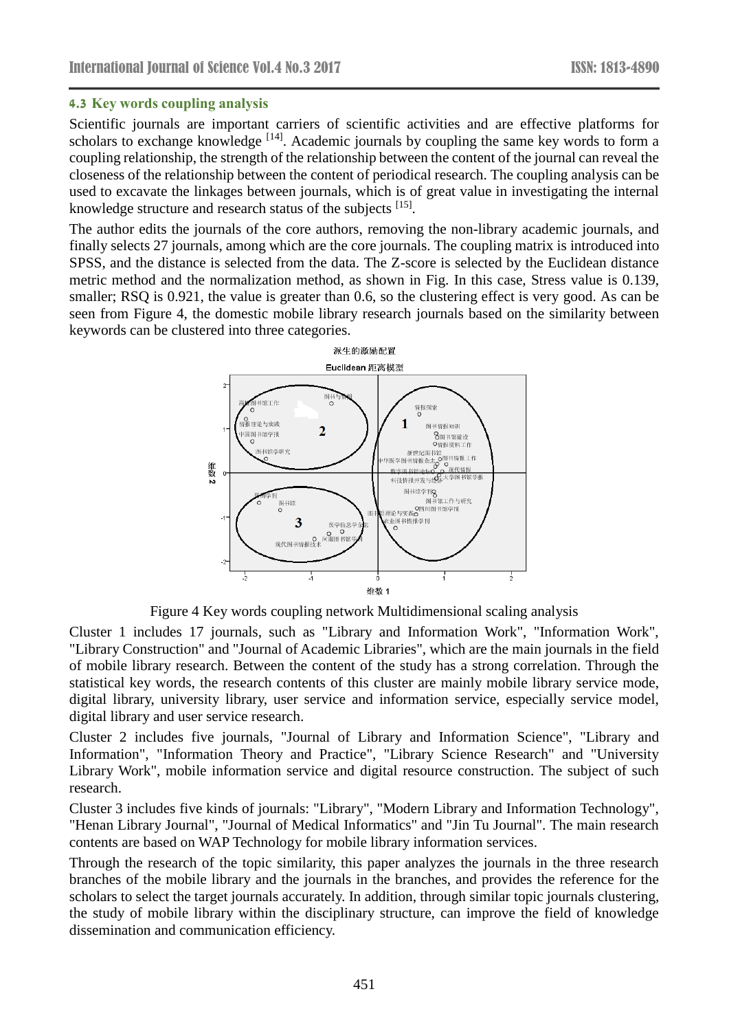### 4.3 Key words coupling analysis

Scientific journals are important carriers of scientific activities and are effective platforms for scholars to exchange knowledge [14]. Academic journals by coupling the same key words to form a coupling relationship, the strength of the relationship between the content of the journal can reveal the closeness of the relationship between the content of periodical research. The coupling analysis can be used to excavate the linkages between journals, which is of great value in investigating the internal knowledge structure and research status of the subjects [15].

The author edits the journals of the core authors, removing the non-library academic journals, and finally selects 27 journals, among which are the core journals. The coupling matrix is introduced into SPSS, and the distance is selected from the data. The Z-score is selected by the Euclidean distance metric method and the normalization method, as shown in Fig. In this case, Stress value is 0.139, smaller; RSQ is 0.921, the value is greater than 0.6, so the clustering effect is very good. As can be seen from Figure 4, the domestic mobile library research journals based on the similarity between keywords can be clustered into three categories.

Figure 4 Key words coupling network Multidimensional scaling analysis

Cluster 1 includes 17 journals, such as "Library and Information Work", "Information Work", "Library Construction" and "Journal of Academic Libraries", which are the main journals in the field of mobile library research. Between the content of the study has a strong correlation. Through the statistical key words, the research contents of this cluster are mainly mobile library service mode, digital library, university library, user service and information service, especially service model, digital library and user service research.

Cluster 2 includes five journals, "Journal of Library and Information Science", "Library and Information", "Information Theory and Practice", "Library Science Research" and "University Library Work", mobile information service and digital resource construction. The subject of such research.

Cluster 3 includes five kinds of journals: "Library", "Modern Library and Information Technology", "Henan Library Journal", "Journal of Medical Informatics" and "Jin Tu Journal". The main research contents are based on WAP Technology for mobile library information services.

Through the research of the topic similarity, this paper analyzes the journals in the three research branches of the mobile library and the journals in the branches, and provides the reference for the scholars to select the target journals accurately. In addition, through similar topic journals clustering, the study of mobile library within the disciplinary structure, can improve the field of knowledge dissemination and communication efficiency.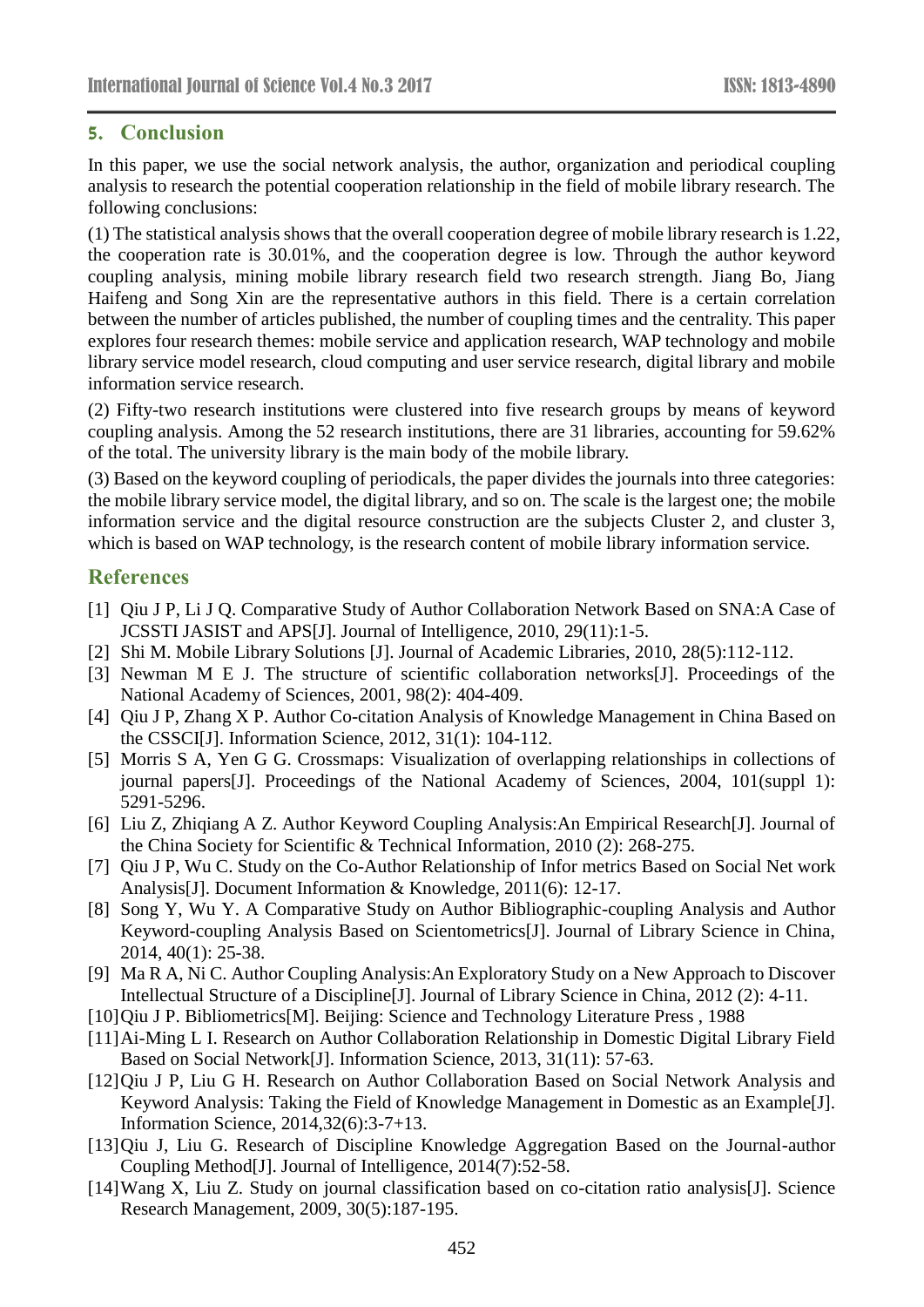## 5. Conclusion

In this paper, we use the social network analysis, the author, organization and periodical coupling analysis to research the potential cooperation relationship in the field of mobile library research. The following conclusions:

(1) The statistical analysis shows that the overall cooperation degree of mobile library research is 1.22, the cooperation rate is 30.01%, and the cooperation degree is low. Through the author keyword coupling analysis, mining mobile library research field two research strength. Jiang Bo, Jiang Haifeng and Song Xin are the representative authors in this field. There is a certain correlation between the number of articles published, the number of coupling times and the centrality. This paper explores four research themes: mobile service and application research, WAP technology and mobile library service model research, cloud computing and user service research, digital library and mobile information service research.

(2) Fifty-two research institutions were clustered into five research groups by means of keyword coupling analysis. Among the 52 research institutions, there are 31 libraries, accounting for 59.62% of the total. The university library is the main body of the mobile library.

(3) Based on the keyword coupling of periodicals, the paper divides the journals into three categories: the mobile library service model, the digital library, and so on. The scale is the largest one; the mobile information service and the digital resource construction are the subjects Cluster 2, and cluster 3, which is based on WAP technology, is the research content of mobile library information service.

## References

[1] Qiu J P, Li J Q. Comparative Study of Author Collaboration Network Based on SNA:A Case of JCSSTI JASIST and APS[J]. Journal of Intelligence, 2010, 29(11):1-5.

[2] Shi M. Mobile Library Solutions [J]. Journal of Academic Libraries, 2010, 28(5):112-112.

[3] Newman M E J. The structure of scientific collaboration networks[J]. Proceedings of the National Academy of Sciences, 2001, 98(2): 404-409.

[4] Qiu J P, Zhang X P. Author Co-citation Analysis of Knowledge Management in China Based on the CSSCI[J]. Information Science, 2012, 31(1): 104-112.

[5] Morris S A, Yen G G. Crossmaps: Visualization of overlapping relationships in collections of journal papers[J]. Proceedings of the National Academy of Sciences, 2004, 101(suppl 1): 5291-5296.

[6] Liu Z, Zhiqiang A Z. Author Keyword Coupling Analysis:An Empirical Research[J]. Journal of the China Society for Scientific & Technical Information, 2010 (2): 268-275.

[7] Qiu J P, Wu C. Study on the Co-Author Relationship of Infor metrics Based on Social Net work Analysis[J]. Document Information & Knowledge, 2011(6): 12-17.

[8] Song Y, Wu Y. A Comparative Study on Author Bibliographic-coupling Analysis and Author Keyword-coupling Analysis Based on Scientometrics[J]. Journal of Library Science in China, 2014, 40(1): 25-38.

[9] Ma R A, Ni C. Author Coupling Analysis:An Exploratory Study on a New Approach to Discover Intellectual Structure of a Discipline[J]. Journal of Library Science in China, 2012 (2): 4-11.

[10] Qiu J P. Bibliometrics[M]. Beijing: Science and Technology Literature Press , 1988

[11] Ai-Ming L I. Research on Author Collaboration Relationship in Domestic Digital Library Field Based on Social Network[J]. Information Science, 2013, 31(11): 57-63.

[12] Qiu J P, Liu G H. Research on Author Collaboration Based on Social Network Analysis and Keyword Analysis: Taking the Field of Knowledge Management in Domestic as an Example[J]. Information Science, 2014,32(6):3-7+13.

[13] Qiu J, Liu G. Research of Discipline Knowledge Aggregation Based on the Journal-author Coupling Method[J]. Journal of Intelligence, 2014(7):52-58.

[14] Wang X, Liu Z. Study on journal classification based on co-citation ratio analysis[J]. Science Research Management, 2009, 30(5):187-195.